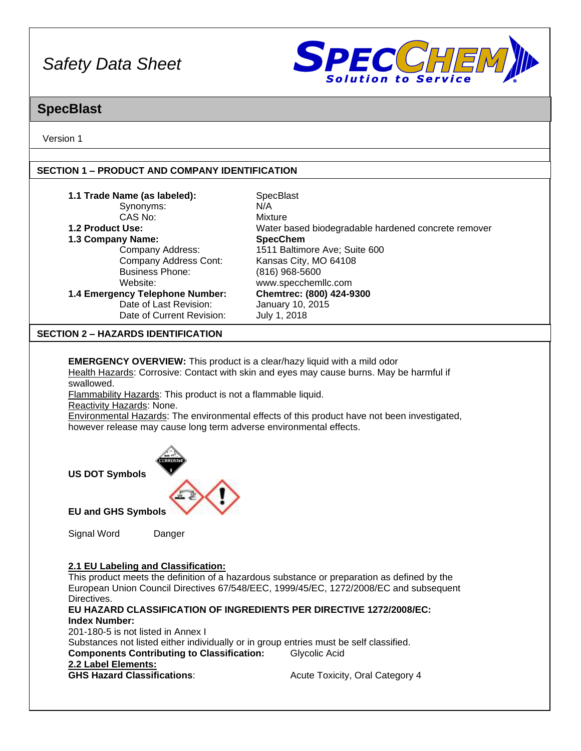# Safety Data Sheet

## SpecBlast

Version 1

## SECTION 1 – PRODUCT AND COMPANY IDENTIFICATION

| | |
|---|---|
| **1.1 Trade Name (as labeled):** | SpecBlast |
| Synonyms: | N/A |
| CAS No: | Mixture |
| **1.2 Product Use:** | Water based biodegradable hardened concrete remover |
| **1.3 Company Name:** | **SpecChem** |
| Company Address: | 1511 Baltimore Ave; Suite 600 |
| Company Address Cont: | Kansas City, MO 64108 |
| Business Phone: | (816) 968-5600 |
| Website: | www.specchemllc.com |
| **1.4 Emergency Telephone Number:** | **Chemtrec: (800) 424-9300** |
| Date of Last Revision: | January 10, 2015 |
| Date of Current Revision: | July 1, 2018 |

## SECTION 2 – HAZARDS IDENTIFICATION

**EMERGENCY OVERVIEW:** This product is a clear/hazy liquid with a mild odor

Health Hazards: Corrosive: Contact with skin and eyes may cause burns. May be harmful if swallowed.

Flammability Hazards: This product is not a flammable liquid.

Reactivity Hazards: None.

Environmental Hazards: The environmental effects of this product have not been investigated, however release may cause long term adverse environmental effects.

**US DOT Symbols**

**EU and GHS Symbols**

Signal Word Danger

**2.1 EU Labeling and Classification:**

This product meets the definition of a hazardous substance or preparation as defined by the European Union Council Directives 67/548/EEC, 1999/45/EC, 1272/2008/EC and subsequent Directives.

**EU HAZARD CLASSIFICATION OF INGREDIENTS PER DIRECTIVE 1272/2008/EC:**

**Index Number:**

201-180-5 is not listed in Annex I

Substances not listed either individually or in group entries must be self classified.

**Components Contributing to Classification:** Glycolic Acid

**2.2 Label Elements:**

**GHS Hazard Classifications**: Acute Toxicity, Oral Category 4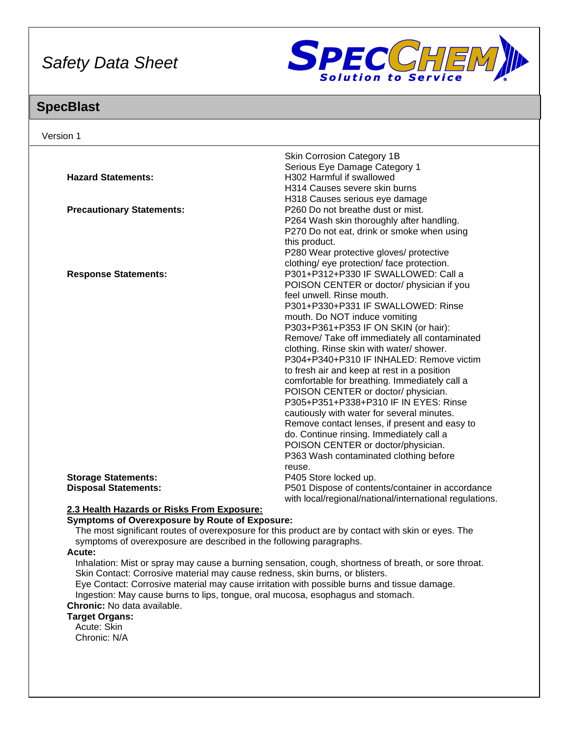# SpecBlast

Version 1

| | |
|---|---|
| | Skin Corrosion Category 1B<br>Serious Eye Damage Category 1 |
| **Hazard Statements:** | H302 Harmful if swallowed<br>H314 Causes severe skin burns<br>H318 Causes serious eye damage |
| **Precautionary Statements:** | P260 Do not breathe dust or mist.<br>P264 Wash skin thoroughly after handling.<br>P270 Do not eat, drink or smoke when using this product.<br>P280 Wear protective gloves/ protective clothing/ eye protection/ face protection. |
| **Response Statements:** | P301+P312+P330 IF SWALLOWED: Call a POISON CENTER or doctor/ physician if you feel unwell. Rinse mouth.<br>P301+P330+P331 IF SWALLOWED: Rinse mouth. Do NOT induce vomiting<br>P303+P361+P353 IF ON SKIN (or hair): Remove/ Take off immediately all contaminated clothing. Rinse skin with water/ shower.<br>P304+P340+P310 IF INHALED: Remove victim to fresh air and keep at rest in a position comfortable for breathing. Immediately call a POISON CENTER or doctor/ physician.<br>P305+P351+P338+P310 IF IN EYES: Rinse cautiously with water for several minutes. Remove contact lenses, if present and easy to do. Continue rinsing. Immediately call a POISON CENTER or doctor/physician.<br>P363 Wash contaminated clothing before reuse. |
| **Storage Statements:** | P405 Store locked up. |
| **Disposal Statements:** | P501 Dispose of contents/container in accordance with local/regional/national/international regulations. |

**2.3 Health Hazards or Risks From Exposure:**

**Symptoms of Overexposure by Route of Exposure:**

The most significant routes of overexposure for this product are by contact with skin or eyes. The symptoms of overexposure are described in the following paragraphs.

**Acute:**

Inhalation: Mist or spray may cause a burning sensation, cough, shortness of breath, or sore throat.
Skin Contact: Corrosive material may cause redness, skin burns, or blisters.
Eye Contact: Corrosive material may cause irritation with possible burns and tissue damage.
Ingestion: May cause burns to lips, tongue, oral mucosa, esophagus and stomach.

**Chronic:** No data available.

**Target Organs:**

Acute: Skin
Chronic: N/A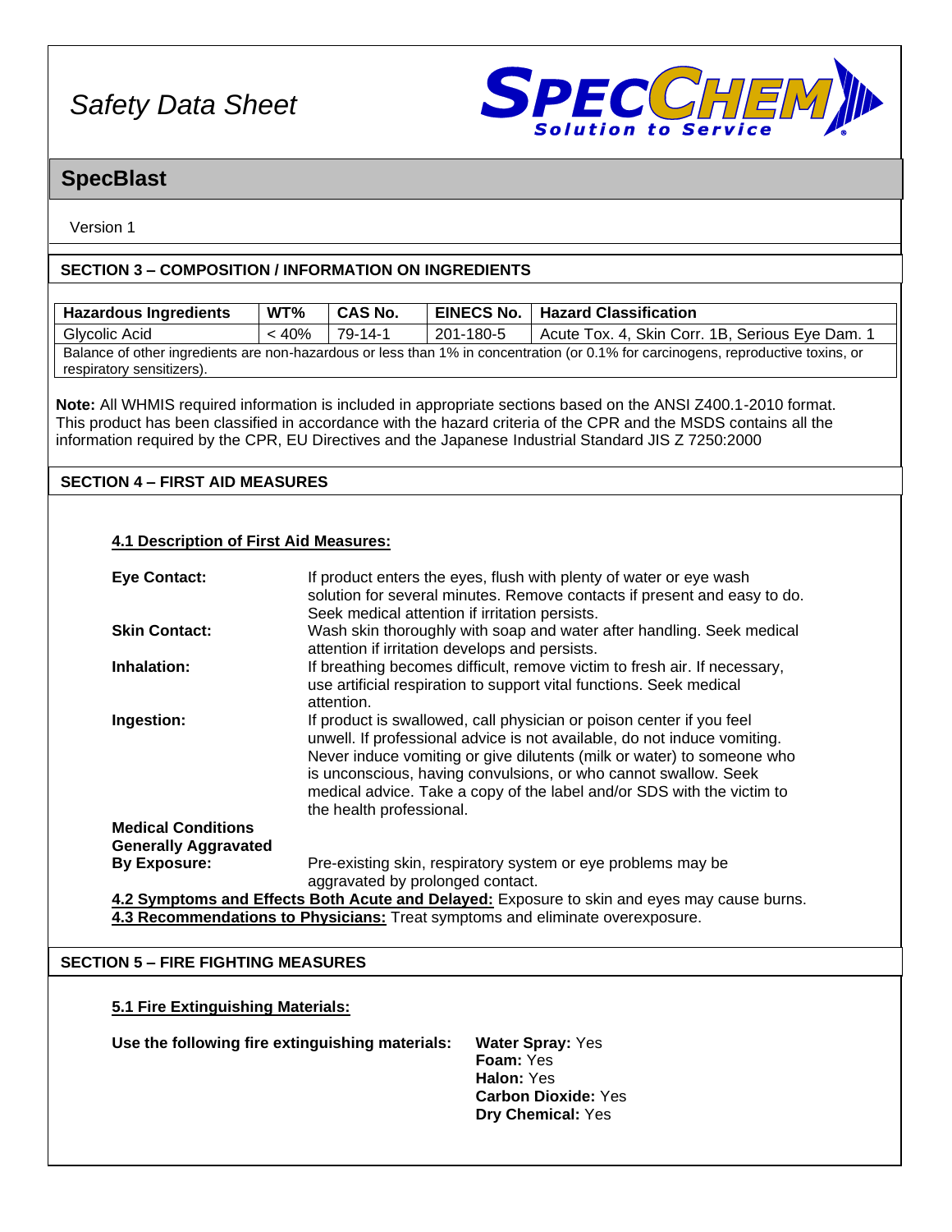Safety Data Sheet

# SpecBlast

Version 1

## SECTION 3 – COMPOSITION / INFORMATION ON INGREDIENTS

| Hazardous Ingredients | WT% | CAS No. | EINECS No. | Hazard Classification |
|---|---|---|---|---|
| Glycolic Acid | < 40% | 79-14-1 | 201-180-5 | Acute Tox. 4, Skin Corr. 1B, Serious Eye Dam. 1 |
| Balance of other ingredients are non-hazardous or less than 1% in concentration (or 0.1% for carcinogens, reproductive toxins, or respiratory sensitizers). | | | | |

**Note:** All WHMIS required information is included in appropriate sections based on the ANSI Z400.1-2010 format. This product has been classified in accordance with the hazard criteria of the CPR and the MSDS contains all the information required by the CPR, EU Directives and the Japanese Industrial Standard JIS Z 7250:2000

## SECTION 4 – FIRST AID MEASURES

### 4.1 Description of First Aid Measures:

**Eye Contact:** If product enters the eyes, flush with plenty of water or eye wash solution for several minutes. Remove contacts if present and easy to do. Seek medical attention if irritation persists.

**Skin Contact:** Wash skin thoroughly with soap and water after handling. Seek medical attention if irritation develops and persists.

**Inhalation:** If breathing becomes difficult, remove victim to fresh air. If necessary, use artificial respiration to support vital functions. Seek medical attention.

**Ingestion:** If product is swallowed, call physician or poison center if you feel unwell. If professional advice is not available, do not induce vomiting. Never induce vomiting or give dilutents (milk or water) to someone who is unconscious, having convulsions, or who cannot swallow. Seek medical advice. Take a copy of the label and/or SDS with the victim to the health professional.

**Medical Conditions Generally Aggravated By Exposure:** Pre-existing skin, respiratory system or eye problems may be aggravated by prolonged contact.

**4.2 Symptoms and Effects Both Acute and Delayed:** Exposure to skin and eyes may cause burns.

**4.3 Recommendations to Physicians:** Treat symptoms and eliminate overexposure.

## SECTION 5 – FIRE FIGHTING MEASURES

### 5.1 Fire Extinguishing Materials:

**Use the following fire extinguishing materials:**

**Water Spray:** Yes
**Foam:** Yes
**Halon:** Yes
**Carbon Dioxide:** Yes
**Dry Chemical:** Yes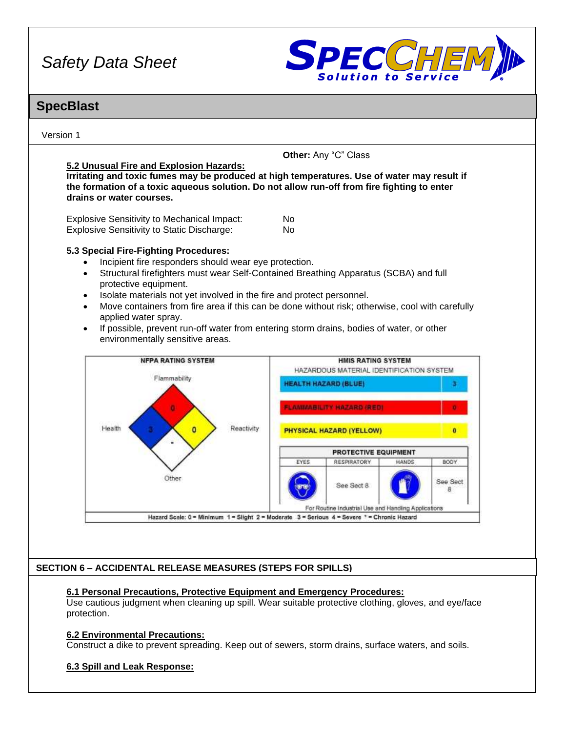**Other:** Any "C" Class

**5.2 Unusual Fire and Explosion Hazards:**

**Irritating and toxic fumes may be produced at high temperatures. Use of water may result if the formation of a toxic aqueous solution. Do not allow run-off from fire fighting to enter drains or water courses.**

| | |
|---|---|
| Explosive Sensitivity to Mechanical Impact: | No |
| Explosive Sensitivity to Static Discharge: | No |

**5.3 Special Fire-Fighting Procedures:**

- Incipient fire responders should wear eye protection.
- Structural firefighters must wear Self-Contained Breathing Apparatus (SCBA) and full protective equipment.
- Isolate materials not yet involved in the fire and protect personnel.
- Move containers from fire area if this can be done without risk; otherwise, cool with carefully applied water spray.
- If possible, prevent run-off water from entering storm drains, bodies of water, or other environmentally sensitive areas.

**NFPA RATING SYSTEM**

| Flammability | Health | Reactivity | Other |
|---|---|---|---|
| 0 | 3 | 0 | - |

**HMIS RATING SYSTEM**

HAZARDOUS MATERIAL IDENTIFICATION SYSTEM

| | |
|---|---|
| HEALTH HAZARD (BLUE) | 3 |
| FLAMMABILITY HAZARD (RED) | 0 |
| PHYSICAL HAZARD (YELLOW) | 0 |

PROTECTIVE EQUIPMENT

| EYES | RESPIRATORY | HANDS | BODY |
|---|---|---|---|
| | See Sect 8 | | See Sect 8 |

For Routine Industrial Use and Handling Applications

Hazard Scale: 0 = Minimum 1 = Slight 2 = Moderate 3 = Serious 4 = Severe * = Chronic Hazard

## SECTION 6 – ACCIDENTAL RELEASE MEASURES (STEPS FOR SPILLS)

**6.1 Personal Precautions, Protective Equipment and Emergency Procedures:**

Use cautious judgment when cleaning up spill. Wear suitable protective clothing, gloves, and eye/face protection.

**6.2 Environmental Precautions:**

Construct a dike to prevent spreading. Keep out of sewers, storm drains, surface waters, and soils.

**6.3 Spill and Leak Response:**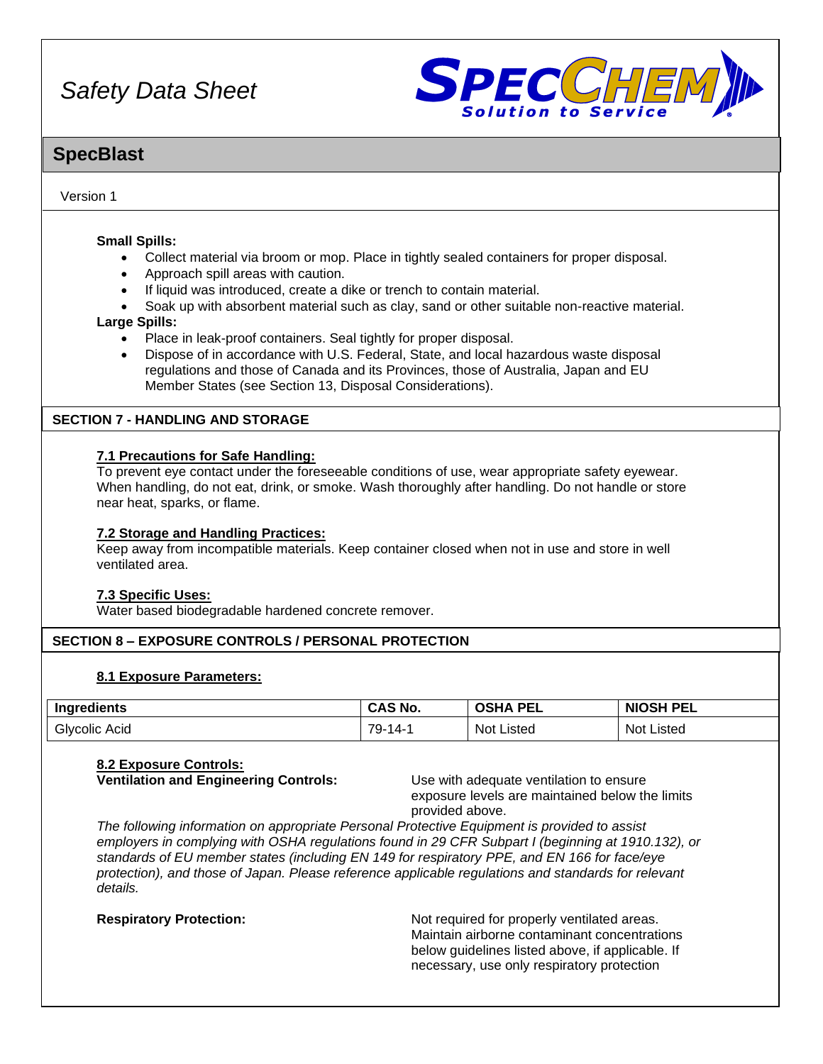**Small Spills:**

- Collect material via broom or mop. Place in tightly sealed containers for proper disposal.
- Approach spill areas with caution.
- If liquid was introduced, create a dike or trench to contain material.
- Soak up with absorbent material such as clay, sand or other suitable non-reactive material.

**Large Spills:**

- Place in leak-proof containers. Seal tightly for proper disposal.
- Dispose of in accordance with U.S. Federal, State, and local hazardous waste disposal regulations and those of Canada and its Provinces, those of Australia, Japan and EU Member States (see Section 13, Disposal Considerations).

## SECTION 7 - HANDLING AND STORAGE

**7.1 Precautions for Safe Handling:**

To prevent eye contact under the foreseeable conditions of use, wear appropriate safety eyewear. When handling, do not eat, drink, or smoke. Wash thoroughly after handling. Do not handle or store near heat, sparks, or flame.

**7.2 Storage and Handling Practices:**

Keep away from incompatible materials. Keep container closed when not in use and store in well ventilated area.

**7.3 Specific Uses:**

Water based biodegradable hardened concrete remover.

## SECTION 8 – EXPOSURE CONTROLS / PERSONAL PROTECTION

**8.1 Exposure Parameters:**

| Ingredients | CAS No. | OSHA PEL | NIOSH PEL |
|---|---|---|---|
| Glycolic Acid | 79-14-1 | Not Listed | Not Listed |

**8.2 Exposure Controls:**

**Ventilation and Engineering Controls:** Use with adequate ventilation to ensure exposure levels are maintained below the limits provided above.

*The following information on appropriate Personal Protective Equipment is provided to assist employers in complying with OSHA regulations found in 29 CFR Subpart I (beginning at 1910.132), or standards of EU member states (including EN 149 for respiratory PPE, and EN 166 for face/eye protection), and those of Japan. Please reference applicable regulations and standards for relevant details.*

**Respiratory Protection:** Not required for properly ventilated areas. Maintain airborne contaminant concentrations below guidelines listed above, if applicable. If necessary, use only respiratory protection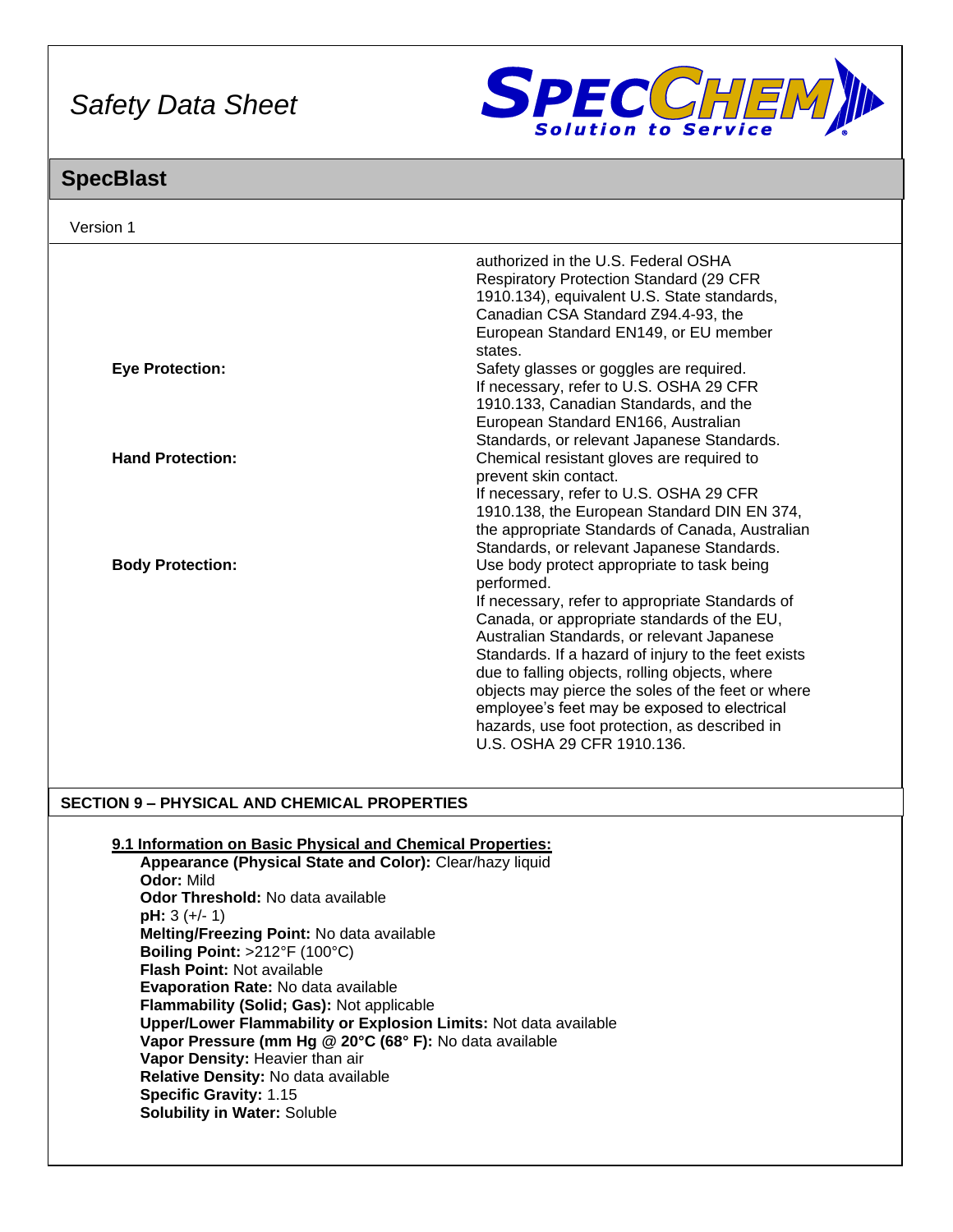| | |
|---|---|
| | authorized in the U.S. Federal OSHA Respiratory Protection Standard (29 CFR 1910.134), equivalent U.S. State standards, Canadian CSA Standard Z94.4-93, the European Standard EN149, or EU member states. |
| **Eye Protection:** | Safety glasses or goggles are required. If necessary, refer to U.S. OSHA 29 CFR 1910.133, Canadian Standards, and the European Standard EN166, Australian Standards, or relevant Japanese Standards. |
| **Hand Protection:** | Chemical resistant gloves are required to prevent skin contact. If necessary, refer to U.S. OSHA 29 CFR 1910.138, the European Standard DIN EN 374, the appropriate Standards of Canada, Australian Standards, or relevant Japanese Standards. |
| **Body Protection:** | Use body protect appropriate to task being performed. If necessary, refer to appropriate Standards of Canada, or appropriate standards of the EU, Australian Standards, or relevant Japanese Standards. If a hazard of injury to the feet exists due to falling objects, rolling objects, where objects may pierce the soles of the feet or where employee's feet may be exposed to electrical hazards, use foot protection, as described in U.S. OSHA 29 CFR 1910.136. |

## SECTION 9 – PHYSICAL AND CHEMICAL PROPERTIES

**9.1 Information on Basic Physical and Chemical Properties:**

**Appearance (Physical State and Color):** Clear/hazy liquid
**Odor:** Mild
**Odor Threshold:** No data available
**pH:** 3 (+/- 1)
**Melting/Freezing Point:** No data available
**Boiling Point:** >212°F (100°C)
**Flash Point:** Not available
**Evaporation Rate:** No data available
**Flammability (Solid; Gas):** Not applicable
**Upper/Lower Flammability or Explosion Limits:** Not data available
**Vapor Pressure (mm Hg @ 20°C (68° F):** No data available
**Vapor Density:** Heavier than air
**Relative Density:** No data available
**Specific Gravity:** 1.15
**Solubility in Water:** Soluble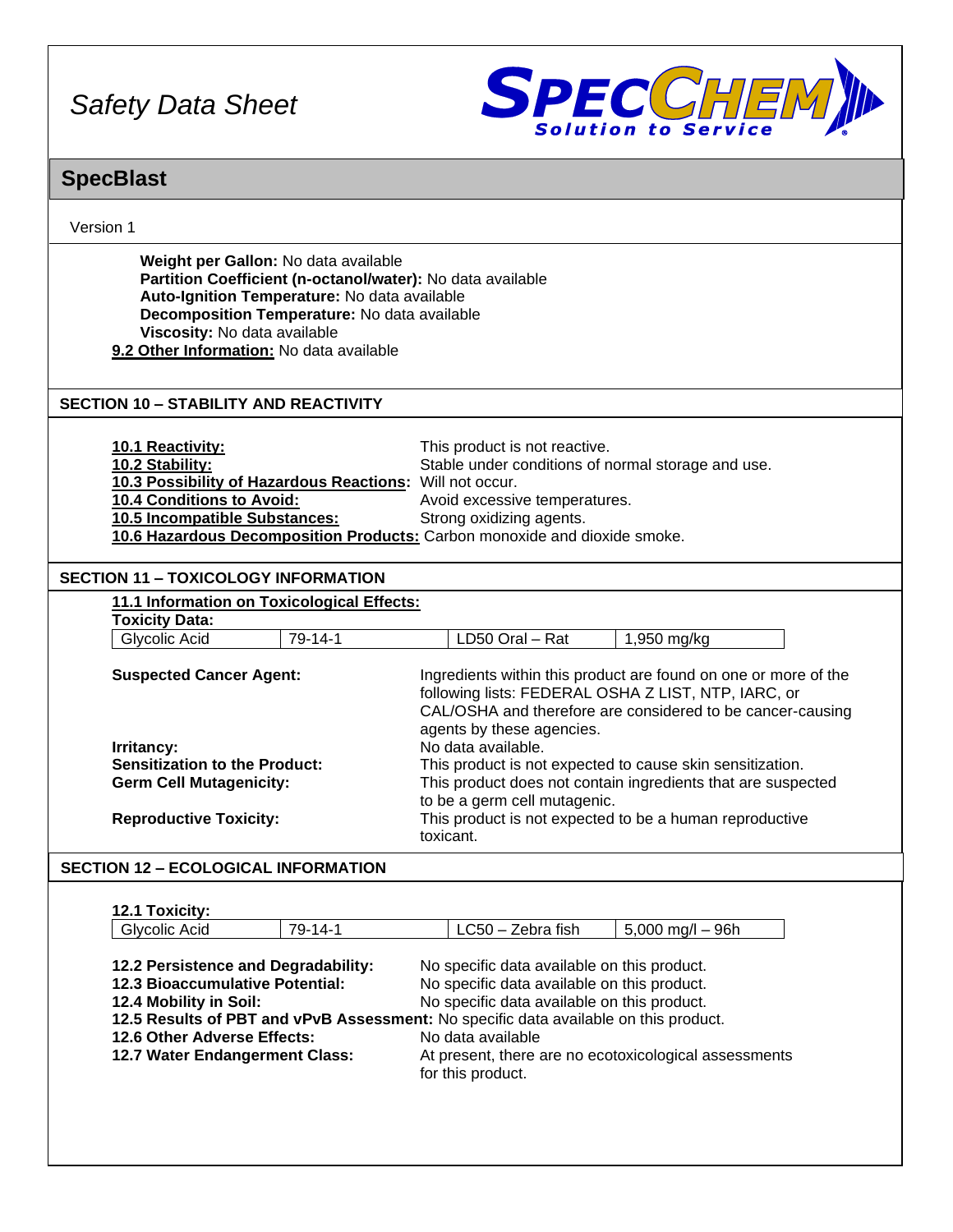Safety Data Sheet

## SpecBlast

Version 1

**Weight per Gallon:** No data available
**Partition Coefficient (n-octanol/water):** No data available
**Auto-Ignition Temperature:** No data available
**Decomposition Temperature:** No data available
**Viscosity:** No data available
**9.2 Other Information:** No data available

### SECTION 10 – STABILITY AND REACTIVITY

**10.1 Reactivity:** This product is not reactive.
**10.2 Stability:** Stable under conditions of normal storage and use.
**10.3 Possibility of Hazardous Reactions:** Will not occur.
**10.4 Conditions to Avoid:** Avoid excessive temperatures.
**10.5 Incompatible Substances:** Strong oxidizing agents.
**10.6 Hazardous Decomposition Products:** Carbon monoxide and dioxide smoke.

### SECTION 11 – TOXICOLOGY INFORMATION

**11.1 Information on Toxicological Effects:**
**Toxicity Data:**

| Glycolic Acid | 79-14-1 | LD50 Oral – Rat | 1,950 mg/kg |
|---|---|---|---|

**Suspected Cancer Agent:** Ingredients within this product are found on one or more of the following lists: FEDERAL OSHA Z LIST, NTP, IARC, or CAL/OSHA and therefore are considered to be cancer-causing agents by these agencies.
**Irritancy:** No data available.
**Sensitization to the Product:** This product is not expected to cause skin sensitization.
**Germ Cell Mutagenicity:** This product does not contain ingredients that are suspected to be a germ cell mutagenic.
**Reproductive Toxicity:** This product is not expected to be a human reproductive toxicant.

### SECTION 12 – ECOLOGICAL INFORMATION

**12.1 Toxicity:**

| Glycolic Acid | 79-14-1 | LC50 – Zebra fish | 5,000 mg/l – 96h |
|---|---|---|---|

**12.2 Persistence and Degradability:** No specific data available on this product.
**12.3 Bioaccumulative Potential:** No specific data available on this product.
**12.4 Mobility in Soil:** No specific data available on this product.
**12.5 Results of PBT and vPvB Assessment:** No specific data available on this product.
**12.6 Other Adverse Effects:** No data available
**12.7 Water Endangerment Class:** At present, there are no ecotoxicological assessments for this product.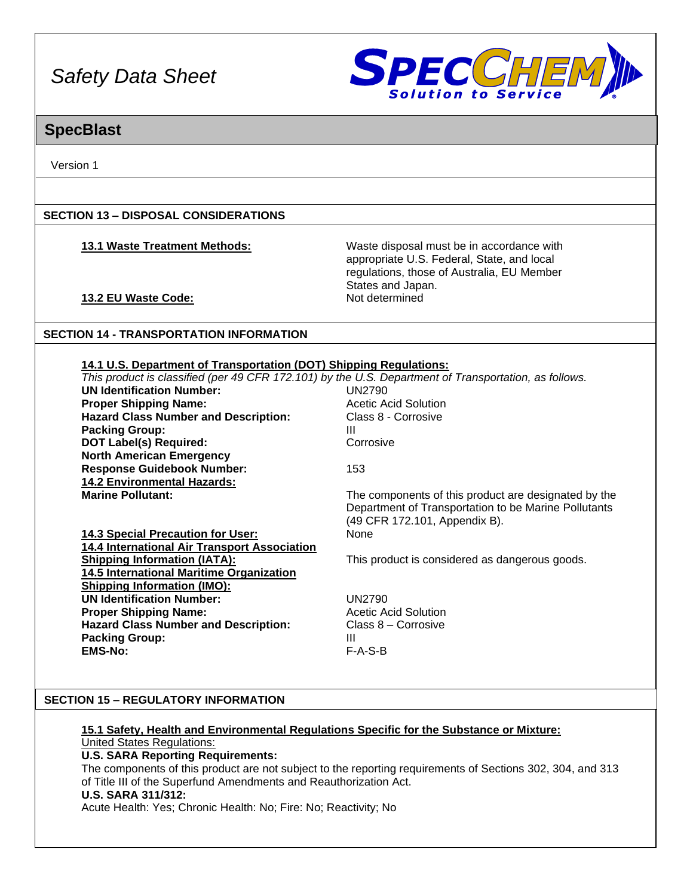# Safety Data Sheet

## SpecBlast

Version 1

### SECTION 13 – DISPOSAL CONSIDERATIONS

| | |
|---|---|
| **13.1 Waste Treatment Methods:** | Waste disposal must be in accordance with appropriate U.S. Federal, State, and local regulations, those of Australia, EU Member States and Japan. |
| **13.2 EU Waste Code:** | Not determined |

### SECTION 14 - TRANSPORTATION INFORMATION

**14.1 U.S. Department of Transportation (DOT) Shipping Regulations:**

*This product is classified (per 49 CFR 172.101) by the U.S. Department of Transportation, as follows.*

| | |
|---|---|
| **UN Identification Number:** | UN2790 |
| **Proper Shipping Name:** | Acetic Acid Solution |
| **Hazard Class Number and Description:** | Class 8 - Corrosive |
| **Packing Group:** | III |
| **DOT Label(s) Required:** | Corrosive |
| **North American Emergency Response Guidebook Number:** | 153 |

**14.2 Environmental Hazards:**

| | |
|---|---|
| **Marine Pollutant:** | The components of this product are designated by the Department of Transportation to be Marine Pollutants (49 CFR 172.101, Appendix B). |
| **14.3 Special Precaution for User:** | None |
| **14.4 International Air Transport Association Shipping Information (IATA):** | This product is considered as dangerous goods. |

**14.5 International Maritime Organization Shipping Information (IMO):**

| | |
|---|---|
| **UN Identification Number:** | UN2790 |
| **Proper Shipping Name:** | Acetic Acid Solution |
| **Hazard Class Number and Description:** | Class 8 – Corrosive |
| **Packing Group:** | III |
| **EMS-No:** | F-A-S-B |

### SECTION 15 – REGULATORY INFORMATION

**15.1 Safety, Health and Environmental Regulations Specific for the Substance or Mixture:**

United States Regulations:

**U.S. SARA Reporting Requirements:**

The components of this product are not subject to the reporting requirements of Sections 302, 304, and 313 of Title III of the Superfund Amendments and Reauthorization Act.

**U.S. SARA 311/312:**

Acute Health: Yes; Chronic Health: No; Fire: No; Reactivity; No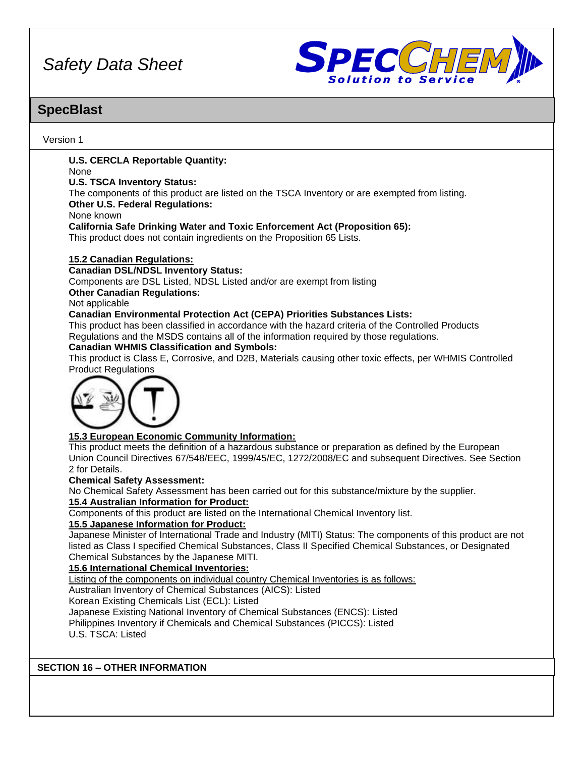# Safety Data Sheet

## SpecBlast

Version 1

**U.S. CERCLA Reportable Quantity:**
None
**U.S. TSCA Inventory Status:**
The components of this product are listed on the TSCA Inventory or are exempted from listing.
**Other U.S. Federal Regulations:**
None known
**California Safe Drinking Water and Toxic Enforcement Act (Proposition 65):**
This product does not contain ingredients on the Proposition 65 Lists.

**15.2 Canadian Regulations:**
**Canadian DSL/NDSL Inventory Status:**
Components are DSL Listed, NDSL Listed and/or are exempt from listing
**Other Canadian Regulations:**
Not applicable
**Canadian Environmental Protection Act (CEPA) Priorities Substances Lists:**
This product has been classified in accordance with the hazard criteria of the Controlled Products Regulations and the MSDS contains all of the information required by those regulations.
**Canadian WHMIS Classification and Symbols:**
This product is Class E, Corrosive, and D2B, Materials causing other toxic effects, per WHMIS Controlled Product Regulations

**15.3 European Economic Community Information:**
This product meets the definition of a hazardous substance or preparation as defined by the European Union Council Directives 67/548/EEC, 1999/45/EC, 1272/2008/EC and subsequent Directives. See Section 2 for Details.
**Chemical Safety Assessment:**
No Chemical Safety Assessment has been carried out for this substance/mixture by the supplier.
**15.4 Australian Information for Product:**
Components of this product are listed on the International Chemical Inventory list.
**15.5 Japanese Information for Product:**
Japanese Minister of International Trade and Industry (MITI) Status: The components of this product are not listed as Class I specified Chemical Substances, Class II Specified Chemical Substances, or Designated Chemical Substances by the Japanese MITI.
**15.6 International Chemical Inventories:**
Listing of the components on individual country Chemical Inventories is as follows:
Australian Inventory of Chemical Substances (AICS): Listed
Korean Existing Chemicals List (ECL): Listed
Japanese Existing National Inventory of Chemical Substances (ENCS): Listed
Philippines Inventory if Chemicals and Chemical Substances (PICCS): Listed
U.S. TSCA: Listed

## SECTION 16 – OTHER INFORMATION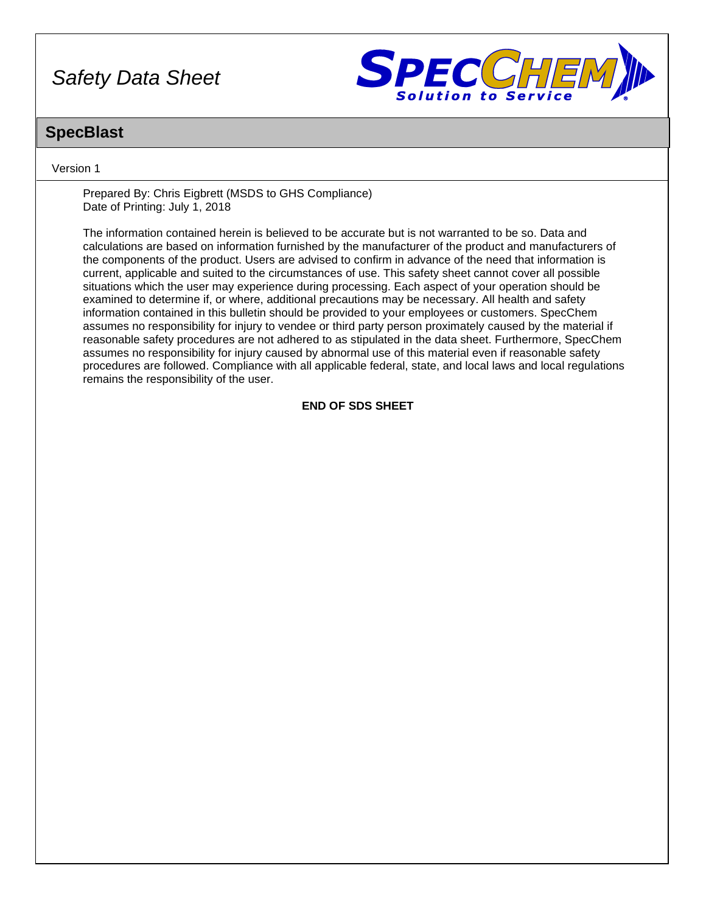Safety Data Sheet

# SpecBlast

Version 1

Prepared By: Chris Eigbrett (MSDS to GHS Compliance)
Date of Printing: July 1, 2018

The information contained herein is believed to be accurate but is not warranted to be so. Data and calculations are based on information furnished by the manufacturer of the product and manufacturers of the components of the product. Users are advised to confirm in advance of the need that information is current, applicable and suited to the circumstances of use. This safety sheet cannot cover all possible situations which the user may experience during processing. Each aspect of your operation should be examined to determine if, or where, additional precautions may be necessary. All health and safety information contained in this bulletin should be provided to your employees or customers. SpecChem assumes no responsibility for injury to vendee or third party person proximately caused by the material if reasonable safety procedures are not adhered to as stipulated in the data sheet. Furthermore, SpecChem assumes no responsibility for injury caused by abnormal use of this material even if reasonable safety procedures are followed. Compliance with all applicable federal, state, and local laws and local regulations remains the responsibility of the user.

**END OF SDS SHEET**